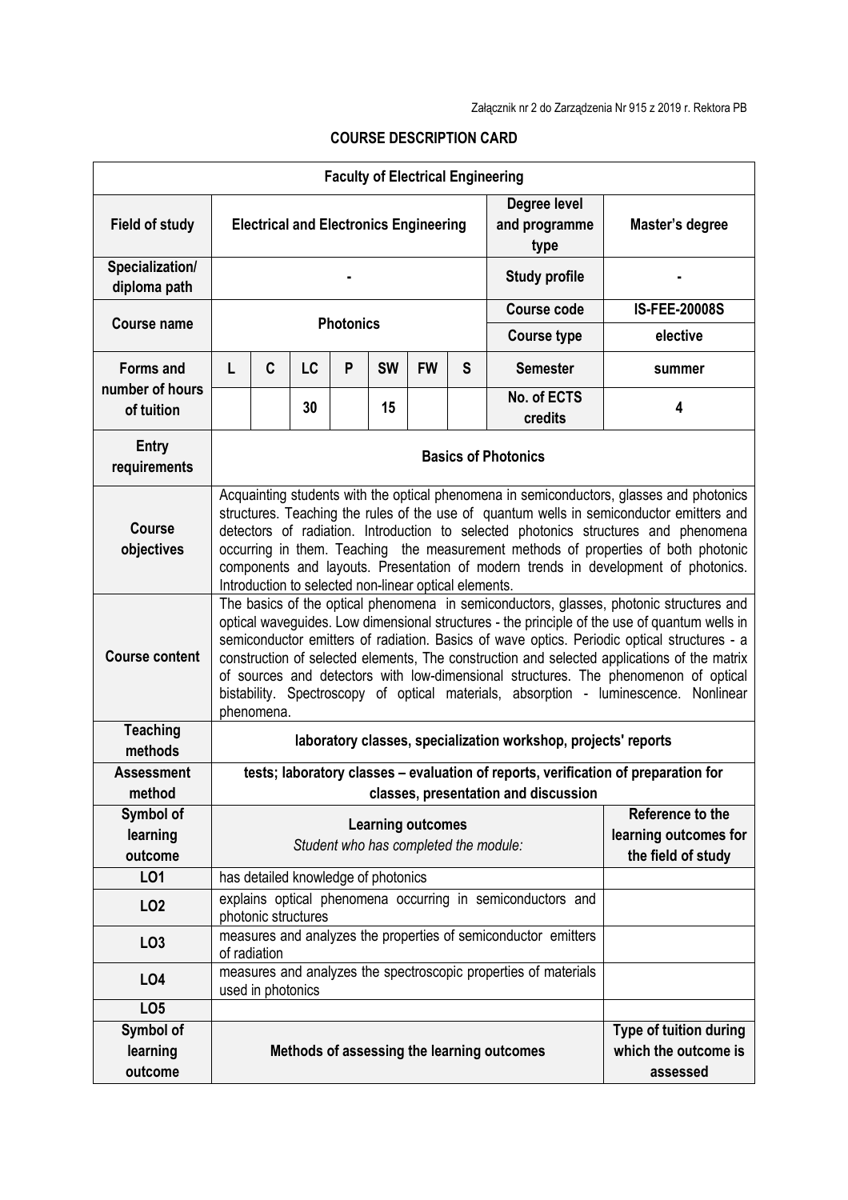Załącznik nr 2 do Zarządzenia Nr 915 z 2019 r. Rektora PB

## COURSE DESCRIPTION CARD

| Faculty of Electrical Engineering | | | | | | | | | |
|---|---|---|---|---|---|---|---|---|---|
| **Field of study** | **Electrical and Electronics Engineering** | | | | | | | **Degree level and programme type** | **Master's degree** |
| **Specialization/ diploma path** | **-** | | | | | | | **Study profile** | **-** |
| **Course name** | **Photonics** | | | | | | | **Course code** | **IS-FEE-20008S** |
| | | | | | | | | **Course type** | **elective** |
| **Forms and number of hours of tuition** | **L** | **C** | **LC** | **P** | **SW** | **FW** | **S** | **Semester** | **summer** |
| | | | **30** | | **15** | | | **No. of ECTS credits** | **4** |
| **Entry requirements** | **Basics of Photonics** | | | | | | | | |
| **Course objectives** | Acquainting students with the optical phenomena in semiconductors, glasses and photonics structures. Teaching the rules of the use of quantum wells in semiconductor emitters and detectors of radiation. Introduction to selected photonics structures and phenomena occurring in them. Teaching the measurement methods of properties of both photonic components and layouts. Presentation of modern trends in development of photonics. Introduction to selected non-linear optical elements. | | | | | | | | |
| **Course content** | The basics of the optical phenomena in semiconductors, glasses, photonic structures and optical waveguides. Low dimensional structures - the principle of the use of quantum wells in semiconductor emitters of radiation. Basics of wave optics. Periodic optical structures - a construction of selected elements, The construction and selected applications of the matrix of sources and detectors with low-dimensional structures. The phenomenon of optical bistability. Spectroscopy of optical materials, absorption - luminescence. Nonlinear phenomena. | | | | | | | | |
| **Teaching methods** | **laboratory classes, specialization workshop, projects' reports** | | | | | | | | |
| **Assessment method** | **tests; laboratory classes – evaluation of reports, verification of preparation for classes, presentation and discussion** | | | | | | | | |
| **Symbol of learning outcome** | **Learning outcomes** *Student who has completed the module:* | | | | | | | | **Reference to the learning outcomes for the field of study** |
| **LO1** | has detailed knowledge of photonics | | | | | | | | |
| **LO2** | explains optical phenomena occurring in semiconductors and photonic structures | | | | | | | | |
| **LO3** | measures and analyzes the properties of semiconductor emitters of radiation | | | | | | | | |
| **LO4** | measures and analyzes the spectroscopic properties of materials used in photonics | | | | | | | | |
| **LO5** | | | | | | | | | |
| **Symbol of learning outcome** | **Methods of assessing the learning outcomes** | | | | | | | | **Type of tuition during which the outcome is assessed** |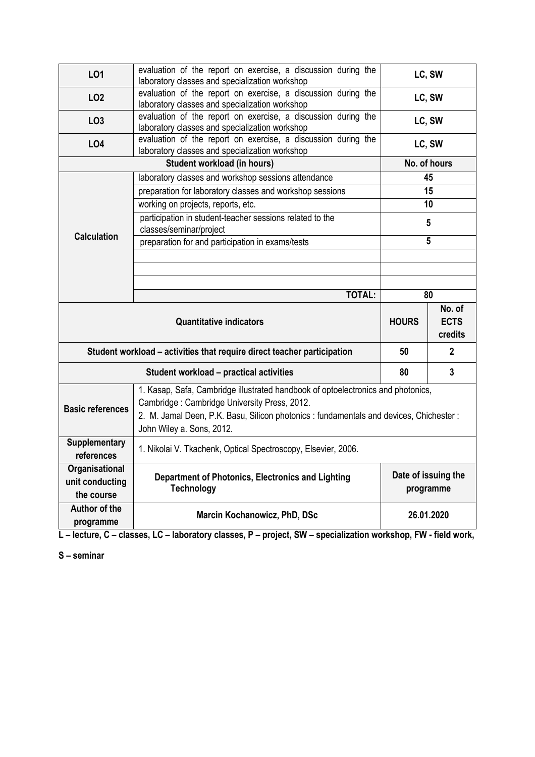| | | |
|---|---|---|
| **LO1** | evaluation of the report on exercise, a discussion during the laboratory classes and specialization workshop | **LC, SW** |
| **LO2** | evaluation of the report on exercise, a discussion during the laboratory classes and specialization workshop | **LC, SW** |
| **LO3** | evaluation of the report on exercise, a discussion during the laboratory classes and specialization workshop | **LC, SW** |
| **LO4** | evaluation of the report on exercise, a discussion during the laboratory classes and specialization workshop | **LC, SW** |

| **Student workload (in hours)** | | **No. of hours** |
|---|---|---|
| **Calculation** | laboratory classes and workshop sessions attendance | **45** |
| | preparation for laboratory classes and workshop sessions | **15** |
| | working on projects, reports, etc. | **10** |
| | participation in student-teacher sessions related to the classes/seminar/project | **5** |
| | preparation for and participation in exams/tests | **5** |
| | | |
| | | |
| | | |
| | **TOTAL:** | **80** |

| **Quantitative indicators** | **HOURS** | **No. of ECTS credits** |
|---|---|---|
| **Student workload – activities that require direct teacher participation** | **50** | **2** |
| **Student workload – practical activities** | **80** | **3** |

| | | |
|---|---|---|
| **Basic references** | 1. Kasap, Safa, Cambridge illustrated handbook of optoelectronics and photonics, Cambridge : Cambridge University Press, 2012.<br>2. M. Jamal Deen, P.K. Basu, Silicon photonics : fundamentals and devices, Chichester : John Wiley a. Sons, 2012. | |
| **Supplementary references** | 1. Nikolai V. Tkachenk, Optical Spectroscopy, Elsevier, 2006. | |
| **Organisational unit conducting the course** | **Department of Photonics, Electronics and Lighting Technology** | **Date of issuing the programme** |
| **Author of the programme** | **Marcin Kochanowicz, PhD, DSc** | **26.01.2020** |

**L – lecture, C – classes, LC – laboratory classes, P – project, SW – specialization workshop, FW - field work, S – seminar**